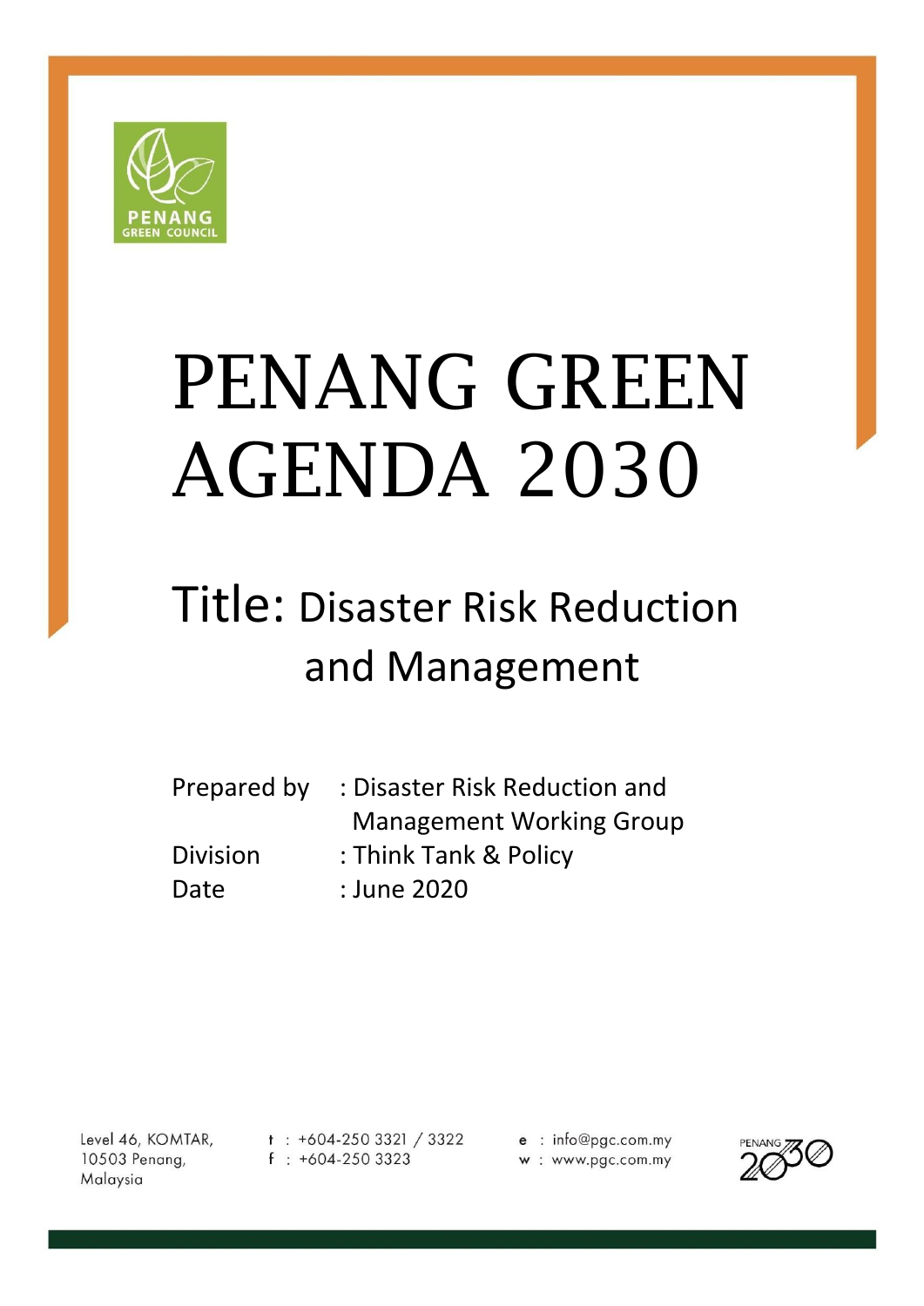PENANG GREEN COUNCIL

# PENANG GREEN AGENDA 2030

## Title: Disaster Risk Reduction and Management

Prepared by : Disaster Risk Reduction and Management Working Group

Division : Think Tank & Policy

Date : June 2020

Level 46, KOMTAR,
10503 Penang,
Malaysia

t : +604-250 3321 / 3322
f : +604-250 3323

e : info@pgc.com.my
w : www.pgc.com.my

PENANG 2030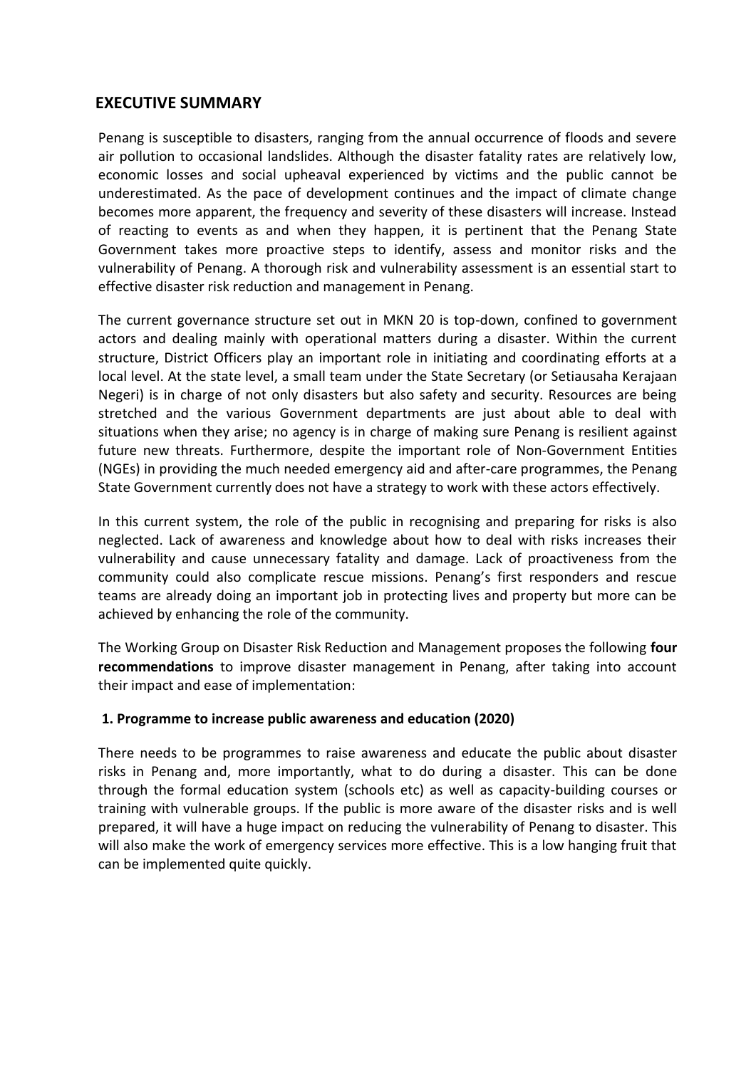## EXECUTIVE SUMMARY

Penang is susceptible to disasters, ranging from the annual occurrence of floods and severe air pollution to occasional landslides. Although the disaster fatality rates are relatively low, economic losses and social upheaval experienced by victims and the public cannot be underestimated. As the pace of development continues and the impact of climate change becomes more apparent, the frequency and severity of these disasters will increase. Instead of reacting to events as and when they happen, it is pertinent that the Penang State Government takes more proactive steps to identify, assess and monitor risks and the vulnerability of Penang. A thorough risk and vulnerability assessment is an essential start to effective disaster risk reduction and management in Penang.

The current governance structure set out in MKN 20 is top-down, confined to government actors and dealing mainly with operational matters during a disaster. Within the current structure, District Officers play an important role in initiating and coordinating efforts at a local level. At the state level, a small team under the State Secretary (or Setiausaha Kerajaan Negeri) is in charge of not only disasters but also safety and security. Resources are being stretched and the various Government departments are just about able to deal with situations when they arise; no agency is in charge of making sure Penang is resilient against future new threats. Furthermore, despite the important role of Non-Government Entities (NGEs) in providing the much needed emergency aid and after-care programmes, the Penang State Government currently does not have a strategy to work with these actors effectively.

In this current system, the role of the public in recognising and preparing for risks is also neglected. Lack of awareness and knowledge about how to deal with risks increases their vulnerability and cause unnecessary fatality and damage. Lack of proactiveness from the community could also complicate rescue missions. Penang's first responders and rescue teams are already doing an important job in protecting lives and property but more can be achieved by enhancing the role of the community.

The Working Group on Disaster Risk Reduction and Management proposes the following **four recommendations** to improve disaster management in Penang, after taking into account their impact and ease of implementation:

**1. Programme to increase public awareness and education (2020)**

There needs to be programmes to raise awareness and educate the public about disaster risks in Penang and, more importantly, what to do during a disaster. This can be done through the formal education system (schools etc) as well as capacity-building courses or training with vulnerable groups. If the public is more aware of the disaster risks and is well prepared, it will have a huge impact on reducing the vulnerability of Penang to disaster. This will also make the work of emergency services more effective. This is a low hanging fruit that can be implemented quite quickly.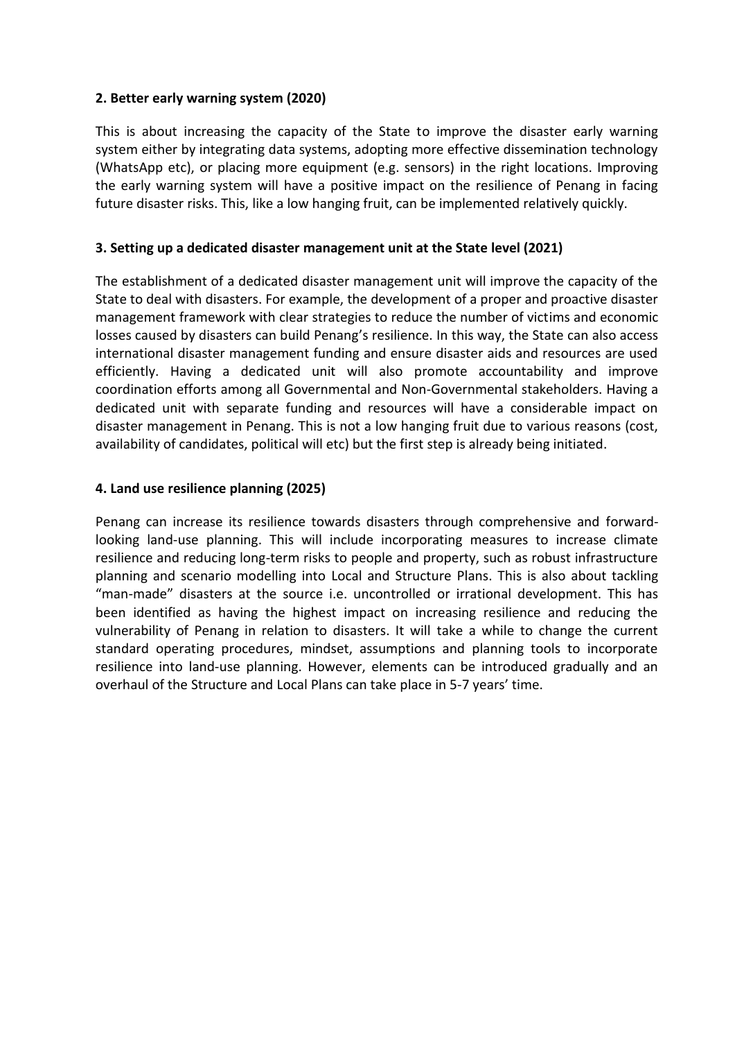**2. Better early warning system (2020)**

This is about increasing the capacity of the State to improve the disaster early warning system either by integrating data systems, adopting more effective dissemination technology (WhatsApp etc), or placing more equipment (e.g. sensors) in the right locations. Improving the early warning system will have a positive impact on the resilience of Penang in facing future disaster risks. This, like a low hanging fruit, can be implemented relatively quickly.

**3. Setting up a dedicated disaster management unit at the State level (2021)**

The establishment of a dedicated disaster management unit will improve the capacity of the State to deal with disasters. For example, the development of a proper and proactive disaster management framework with clear strategies to reduce the number of victims and economic losses caused by disasters can build Penang's resilience. In this way, the State can also access international disaster management funding and ensure disaster aids and resources are used efficiently. Having a dedicated unit will also promote accountability and improve coordination efforts among all Governmental and Non-Governmental stakeholders. Having a dedicated unit with separate funding and resources will have a considerable impact on disaster management in Penang. This is not a low hanging fruit due to various reasons (cost, availability of candidates, political will etc) but the first step is already being initiated.

**4. Land use resilience planning (2025)**

Penang can increase its resilience towards disasters through comprehensive and forward-looking land-use planning. This will include incorporating measures to increase climate resilience and reducing long-term risks to people and property, such as robust infrastructure planning and scenario modelling into Local and Structure Plans. This is also about tackling "man-made" disasters at the source i.e. uncontrolled or irrational development. This has been identified as having the highest impact on increasing resilience and reducing the vulnerability of Penang in relation to disasters. It will take a while to change the current standard operating procedures, mindset, assumptions and planning tools to incorporate resilience into land-use planning. However, elements can be introduced gradually and an overhaul of the Structure and Local Plans can take place in 5-7 years' time.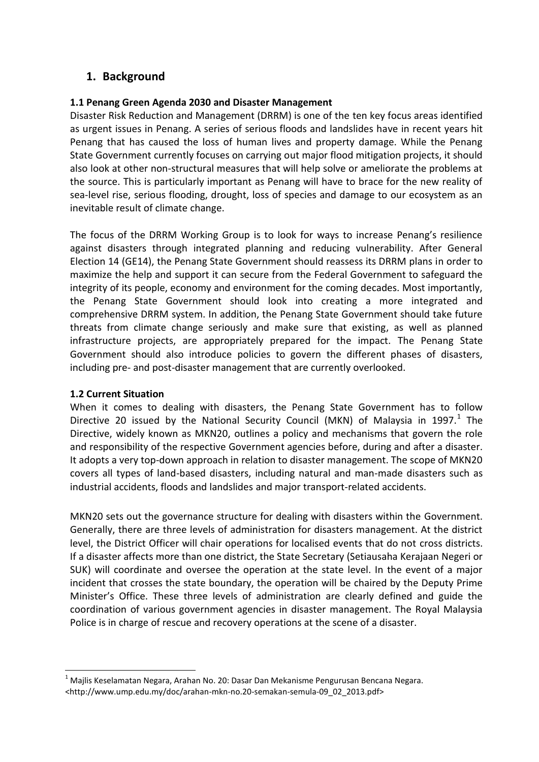# 1. Background

### 1.1 Penang Green Agenda 2030 and Disaster Management

Disaster Risk Reduction and Management (DRRM) is one of the ten key focus areas identified as urgent issues in Penang. A series of serious floods and landslides have in recent years hit Penang that has caused the loss of human lives and property damage. While the Penang State Government currently focuses on carrying out major flood mitigation projects, it should also look at other non-structural measures that will help solve or ameliorate the problems at the source. This is particularly important as Penang will have to brace for the new reality of sea-level rise, serious flooding, drought, loss of species and damage to our ecosystem as an inevitable result of climate change.

The focus of the DRRM Working Group is to look for ways to increase Penang's resilience against disasters through integrated planning and reducing vulnerability. After General Election 14 (GE14), the Penang State Government should reassess its DRRM plans in order to maximize the help and support it can secure from the Federal Government to safeguard the integrity of its people, economy and environment for the coming decades. Most importantly, the Penang State Government should look into creating a more integrated and comprehensive DRRM system. In addition, the Penang State Government should take future threats from climate change seriously and make sure that existing, as well as planned infrastructure projects, are appropriately prepared for the impact. The Penang State Government should also introduce policies to govern the different phases of disasters, including pre- and post-disaster management that are currently overlooked.

### 1.2 Current Situation

When it comes to dealing with disasters, the Penang State Government has to follow Directive 20 issued by the National Security Council (MKN) of Malaysia in 1997.[1] The Directive, widely known as MKN20, outlines a policy and mechanisms that govern the role and responsibility of the respective Government agencies before, during and after a disaster. It adopts a very top-down approach in relation to disaster management. The scope of MKN20 covers all types of land-based disasters, including natural and man-made disasters such as industrial accidents, floods and landslides and major transport-related accidents.

MKN20 sets out the governance structure for dealing with disasters within the Government. Generally, there are three levels of administration for disasters management. At the district level, the District Officer will chair operations for localised events that do not cross districts. If a disaster affects more than one district, the State Secretary (Setiausaha Kerajaan Negeri or SUK) will coordinate and oversee the operation at the state level. In the event of a major incident that crosses the state boundary, the operation will be chaired by the Deputy Prime Minister's Office. These three levels of administration are clearly defined and guide the coordination of various government agencies in disaster management. The Royal Malaysia Police is in charge of rescue and recovery operations at the scene of a disaster.

---

[1] Majlis Keselamatan Negara, Arahan No. 20: Dasar Dan Mekanisme Pengurusan Bencana Negara. <http://www.ump.edu.my/doc/arahan-mkn-no.20-semakan-semula-09_02_2013.pdf>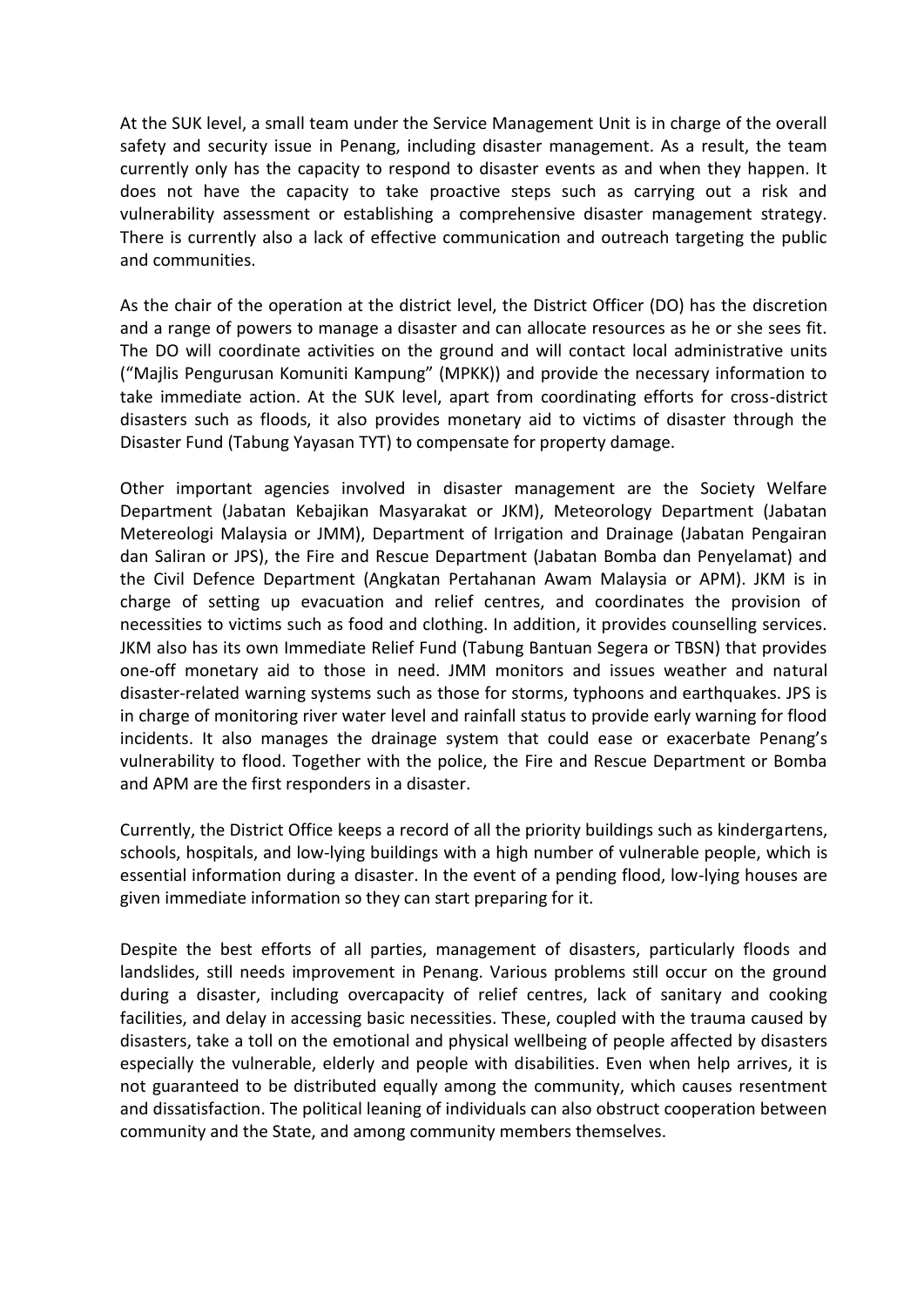At the SUK level, a small team under the Service Management Unit is in charge of the overall safety and security issue in Penang, including disaster management. As a result, the team currently only has the capacity to respond to disaster events as and when they happen. It does not have the capacity to take proactive steps such as carrying out a risk and vulnerability assessment or establishing a comprehensive disaster management strategy. There is currently also a lack of effective communication and outreach targeting the public and communities.

As the chair of the operation at the district level, the District Officer (DO) has the discretion and a range of powers to manage a disaster and can allocate resources as he or she sees fit. The DO will coordinate activities on the ground and will contact local administrative units ("Majlis Pengurusan Komuniti Kampung" (MPKK)) and provide the necessary information to take immediate action. At the SUK level, apart from coordinating efforts for cross-district disasters such as floods, it also provides monetary aid to victims of disaster through the Disaster Fund (Tabung Yayasan TYT) to compensate for property damage.

Other important agencies involved in disaster management are the Society Welfare Department (Jabatan Kebajikan Masyarakat or JKM), Meteorology Department (Jabatan Metereologi Malaysia or JMM), Department of Irrigation and Drainage (Jabatan Pengairan dan Saliran or JPS), the Fire and Rescue Department (Jabatan Bomba dan Penyelamat) and the Civil Defence Department (Angkatan Pertahanan Awam Malaysia or APM). JKM is in charge of setting up evacuation and relief centres, and coordinates the provision of necessities to victims such as food and clothing. In addition, it provides counselling services. JKM also has its own Immediate Relief Fund (Tabung Bantuan Segera or TBSN) that provides one-off monetary aid to those in need. JMM monitors and issues weather and natural disaster-related warning systems such as those for storms, typhoons and earthquakes. JPS is in charge of monitoring river water level and rainfall status to provide early warning for flood incidents. It also manages the drainage system that could ease or exacerbate Penang's vulnerability to flood. Together with the police, the Fire and Rescue Department or Bomba and APM are the first responders in a disaster.

Currently, the District Office keeps a record of all the priority buildings such as kindergartens, schools, hospitals, and low-lying buildings with a high number of vulnerable people, which is essential information during a disaster. In the event of a pending flood, low-lying houses are given immediate information so they can start preparing for it.

Despite the best efforts of all parties, management of disasters, particularly floods and landslides, still needs improvement in Penang. Various problems still occur on the ground during a disaster, including overcapacity of relief centres, lack of sanitary and cooking facilities, and delay in accessing basic necessities. These, coupled with the trauma caused by disasters, take a toll on the emotional and physical wellbeing of people affected by disasters especially the vulnerable, elderly and people with disabilities. Even when help arrives, it is not guaranteed to be distributed equally among the community, which causes resentment and dissatisfaction. The political leaning of individuals can also obstruct cooperation between community and the State, and among community members themselves.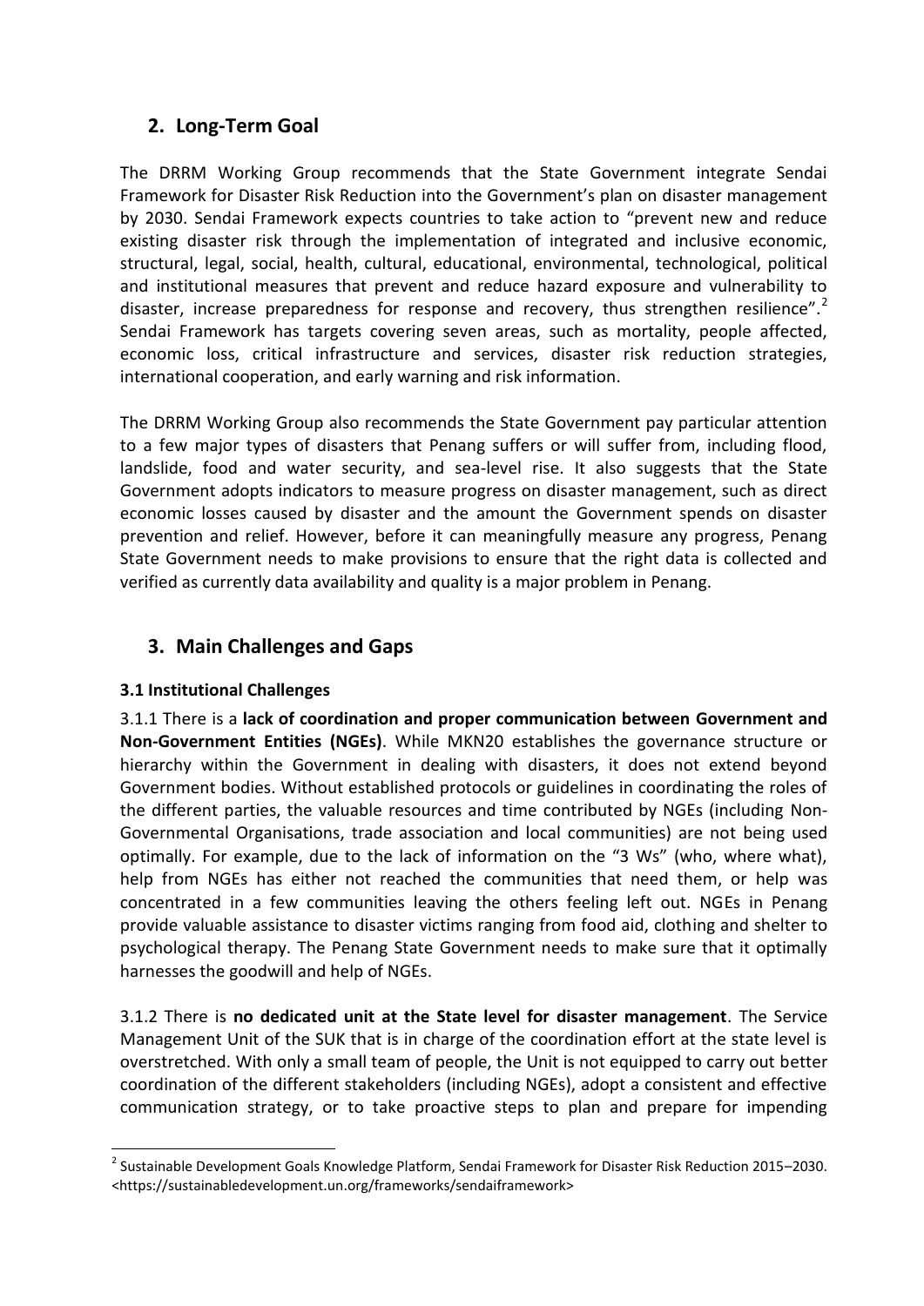## 2. Long-Term Goal

The DRRM Working Group recommends that the State Government integrate Sendai Framework for Disaster Risk Reduction into the Government's plan on disaster management by 2030. Sendai Framework expects countries to take action to "prevent new and reduce existing disaster risk through the implementation of integrated and inclusive economic, structural, legal, social, health, cultural, educational, environmental, technological, political and institutional measures that prevent and reduce hazard exposure and vulnerability to disaster, increase preparedness for response and recovery, thus strengthen resilience".[2] Sendai Framework has targets covering seven areas, such as mortality, people affected, economic loss, critical infrastructure and services, disaster risk reduction strategies, international cooperation, and early warning and risk information.

The DRRM Working Group also recommends the State Government pay particular attention to a few major types of disasters that Penang suffers or will suffer from, including flood, landslide, food and water security, and sea-level rise. It also suggests that the State Government adopts indicators to measure progress on disaster management, such as direct economic losses caused by disaster and the amount the Government spends on disaster prevention and relief. However, before it can meaningfully measure any progress, Penang State Government needs to make provisions to ensure that the right data is collected and verified as currently data availability and quality is a major problem in Penang.

## 3. Main Challenges and Gaps

### 3.1 Institutional Challenges

3.1.1 There is a **lack of coordination and proper communication between Government and Non-Government Entities (NGEs)**. While MKN20 establishes the governance structure or hierarchy within the Government in dealing with disasters, it does not extend beyond Government bodies. Without established protocols or guidelines in coordinating the roles of the different parties, the valuable resources and time contributed by NGEs (including Non-Governmental Organisations, trade association and local communities) are not being used optimally. For example, due to the lack of information on the "3 Ws" (who, where what), help from NGEs has either not reached the communities that need them, or help was concentrated in a few communities leaving the others feeling left out. NGEs in Penang provide valuable assistance to disaster victims ranging from food aid, clothing and shelter to psychological therapy. The Penang State Government needs to make sure that it optimally harnesses the goodwill and help of NGEs.

3.1.2 There is **no dedicated unit at the State level for disaster management**. The Service Management Unit of the SUK that is in charge of the coordination effort at the state level is overstretched. With only a small team of people, the Unit is not equipped to carry out better coordination of the different stakeholders (including NGEs), adopt a consistent and effective communication strategy, or to take proactive steps to plan and prepare for impending

[2] Sustainable Development Goals Knowledge Platform, Sendai Framework for Disaster Risk Reduction 2015–2030. <https://sustainabledevelopment.un.org/frameworks/sendaiframework>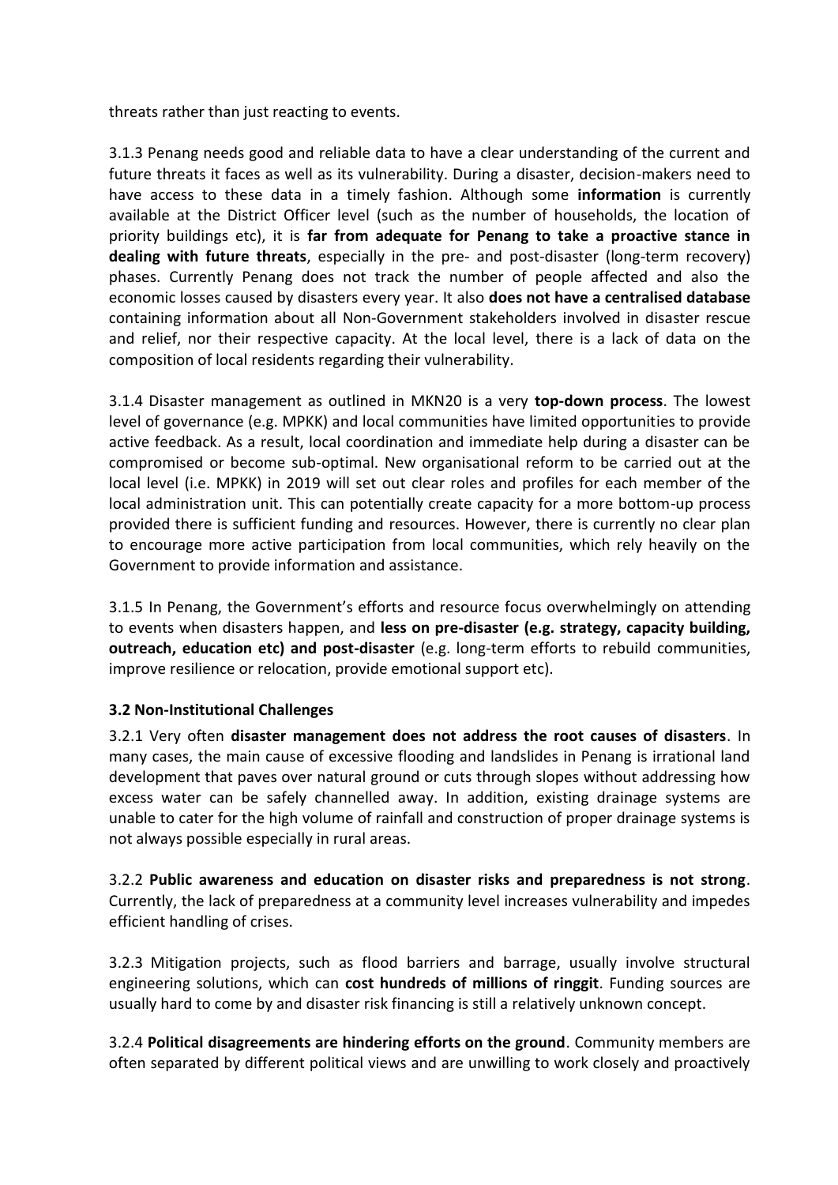threats rather than just reacting to events.

3.1.3 Penang needs good and reliable data to have a clear understanding of the current and future threats it faces as well as its vulnerability. During a disaster, decision-makers need to have access to these data in a timely fashion. Although some **information** is currently available at the District Officer level (such as the number of households, the location of priority buildings etc), it is **far from adequate for Penang to take a proactive stance in dealing with future threats**, especially in the pre- and post-disaster (long-term recovery) phases. Currently Penang does not track the number of people affected and also the economic losses caused by disasters every year. It also **does not have a centralised database** containing information about all Non-Government stakeholders involved in disaster rescue and relief, nor their respective capacity. At the local level, there is a lack of data on the composition of local residents regarding their vulnerability.

3.1.4 Disaster management as outlined in MKN20 is a very **top-down process**. The lowest level of governance (e.g. MPKK) and local communities have limited opportunities to provide active feedback. As a result, local coordination and immediate help during a disaster can be compromised or become sub-optimal. New organisational reform to be carried out at the local level (i.e. MPKK) in 2019 will set out clear roles and profiles for each member of the local administration unit. This can potentially create capacity for a more bottom-up process provided there is sufficient funding and resources. However, there is currently no clear plan to encourage more active participation from local communities, which rely heavily on the Government to provide information and assistance.

3.1.5 In Penang, the Government's efforts and resource focus overwhelmingly on attending to events when disasters happen, and **less on pre-disaster (e.g. strategy, capacity building, outreach, education etc) and post-disaster** (e.g. long-term efforts to rebuild communities, improve resilience or relocation, provide emotional support etc).

### 3.2 Non-Institutional Challenges

3.2.1 Very often **disaster management does not address the root causes of disasters**. In many cases, the main cause of excessive flooding and landslides in Penang is irrational land development that paves over natural ground or cuts through slopes without addressing how excess water can be safely channelled away. In addition, existing drainage systems are unable to cater for the high volume of rainfall and construction of proper drainage systems is not always possible especially in rural areas.

3.2.2 **Public awareness and education on disaster risks and preparedness is not strong**. Currently, the lack of preparedness at a community level increases vulnerability and impedes efficient handling of crises.

3.2.3 Mitigation projects, such as flood barriers and barrage, usually involve structural engineering solutions, which can **cost hundreds of millions of ringgit**. Funding sources are usually hard to come by and disaster risk financing is still a relatively unknown concept.

3.2.4 **Political disagreements are hindering efforts on the ground**. Community members are often separated by different political views and are unwilling to work closely and proactively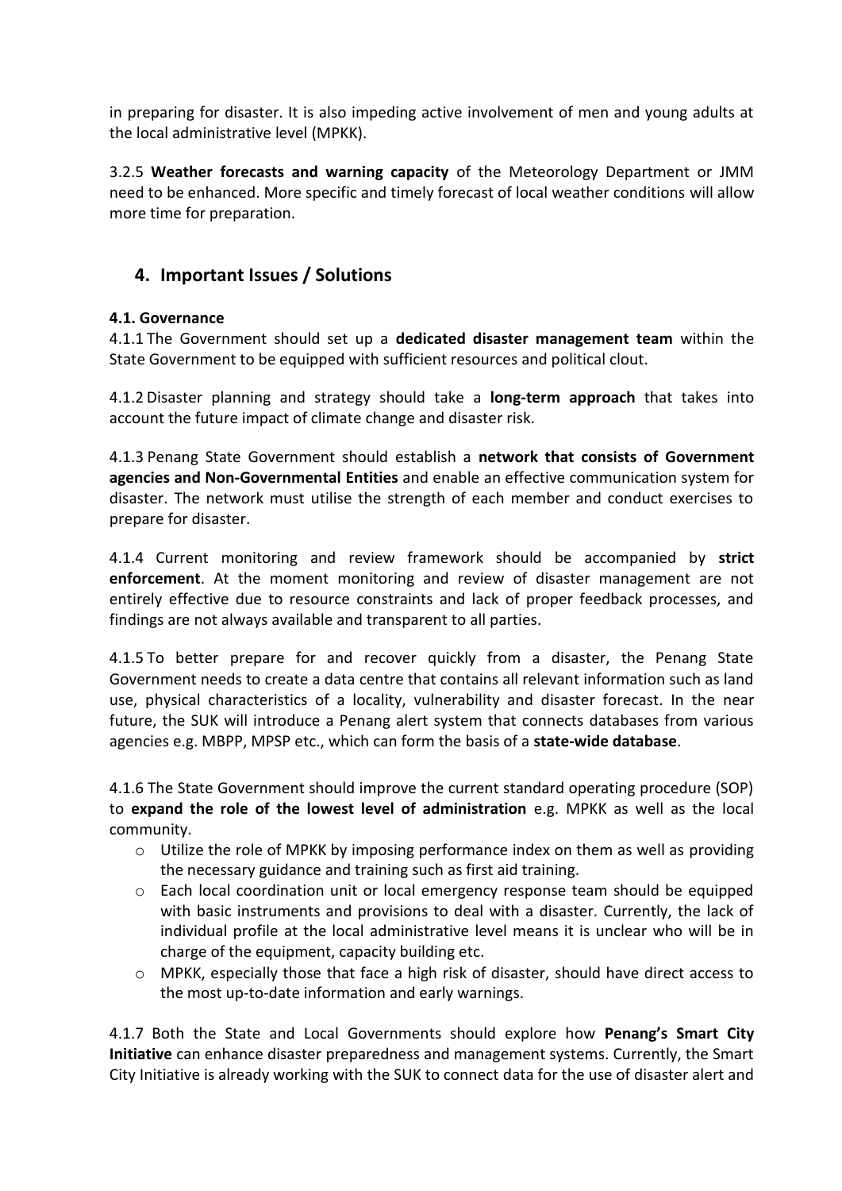in preparing for disaster. It is also impeding active involvement of men and young adults at the local administrative level (MPKK).

3.2.5 **Weather forecasts and warning capacity** of the Meteorology Department or JMM need to be enhanced. More specific and timely forecast of local weather conditions will allow more time for preparation.

## 4. Important Issues / Solutions

### 4.1. Governance

4.1.1 The Government should set up a **dedicated disaster management team** within the State Government to be equipped with sufficient resources and political clout.

4.1.2 Disaster planning and strategy should take a **long-term approach** that takes into account the future impact of climate change and disaster risk.

4.1.3 Penang State Government should establish a **network that consists of Government agencies and Non-Governmental Entities** and enable an effective communication system for disaster. The network must utilise the strength of each member and conduct exercises to prepare for disaster.

4.1.4 Current monitoring and review framework should be accompanied by **strict enforcement**. At the moment monitoring and review of disaster management are not entirely effective due to resource constraints and lack of proper feedback processes, and findings are not always available and transparent to all parties.

4.1.5 To better prepare for and recover quickly from a disaster, the Penang State Government needs to create a data centre that contains all relevant information such as land use, physical characteristics of a locality, vulnerability and disaster forecast. In the near future, the SUK will introduce a Penang alert system that connects databases from various agencies e.g. MBPP, MPSP etc., which can form the basis of a **state-wide database**.

4.1.6 The State Government should improve the current standard operating procedure (SOP) to **expand the role of the lowest level of administration** e.g. MPKK as well as the local community.

- Utilize the role of MPKK by imposing performance index on them as well as providing the necessary guidance and training such as first aid training.
- Each local coordination unit or local emergency response team should be equipped with basic instruments and provisions to deal with a disaster. Currently, the lack of individual profile at the local administrative level means it is unclear who will be in charge of the equipment, capacity building etc.
- MPKK, especially those that face a high risk of disaster, should have direct access to the most up-to-date information and early warnings.

4.1.7 Both the State and Local Governments should explore how **Penang's Smart City Initiative** can enhance disaster preparedness and management systems. Currently, the Smart City Initiative is already working with the SUK to connect data for the use of disaster alert and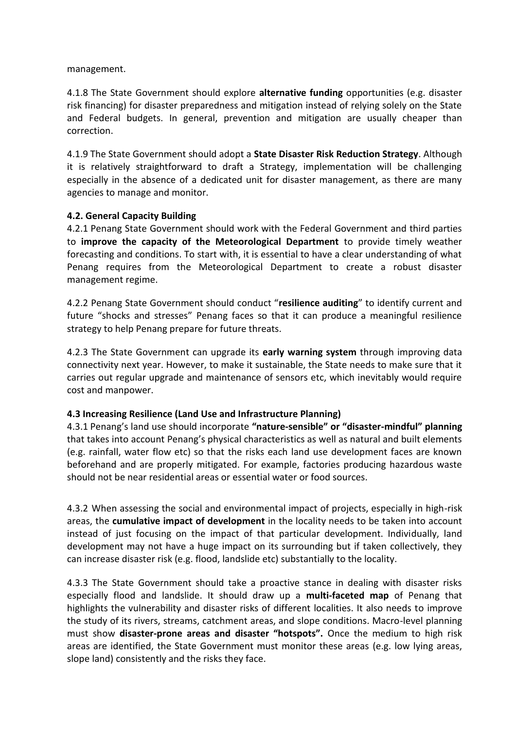management.

4.1.8 The State Government should explore **alternative funding** opportunities (e.g. disaster risk financing) for disaster preparedness and mitigation instead of relying solely on the State and Federal budgets. In general, prevention and mitigation are usually cheaper than correction.

4.1.9 The State Government should adopt a **State Disaster Risk Reduction Strategy**. Although it is relatively straightforward to draft a Strategy, implementation will be challenging especially in the absence of a dedicated unit for disaster management, as there are many agencies to manage and monitor.

### 4.2. General Capacity Building

4.2.1 Penang State Government should work with the Federal Government and third parties to **improve the capacity of the Meteorological Department** to provide timely weather forecasting and conditions. To start with, it is essential to have a clear understanding of what Penang requires from the Meteorological Department to create a robust disaster management regime.

4.2.2 Penang State Government should conduct "**resilience auditing**" to identify current and future "shocks and stresses" Penang faces so that it can produce a meaningful resilience strategy to help Penang prepare for future threats.

4.2.3 The State Government can upgrade its **early warning system** through improving data connectivity next year. However, to make it sustainable, the State needs to make sure that it carries out regular upgrade and maintenance of sensors etc, which inevitably would require cost and manpower.

### 4.3 Increasing Resilience (Land Use and Infrastructure Planning)

4.3.1 Penang's land use should incorporate **"nature-sensible" or "disaster-mindful" planning** that takes into account Penang's physical characteristics as well as natural and built elements (e.g. rainfall, water flow etc) so that the risks each land use development faces are known beforehand and are properly mitigated. For example, factories producing hazardous waste should not be near residential areas or essential water or food sources.

4.3.2 When assessing the social and environmental impact of projects, especially in high-risk areas, the **cumulative impact of development** in the locality needs to be taken into account instead of just focusing on the impact of that particular development. Individually, land development may not have a huge impact on its surrounding but if taken collectively, they can increase disaster risk (e.g. flood, landslide etc) substantially to the locality.

4.3.3 The State Government should take a proactive stance in dealing with disaster risks especially flood and landslide. It should draw up a **multi-faceted map** of Penang that highlights the vulnerability and disaster risks of different localities. It also needs to improve the study of its rivers, streams, catchment areas, and slope conditions. Macro-level planning must show **disaster-prone areas and disaster "hotspots".** Once the medium to high risk areas are identified, the State Government must monitor these areas (e.g. low lying areas, slope land) consistently and the risks they face.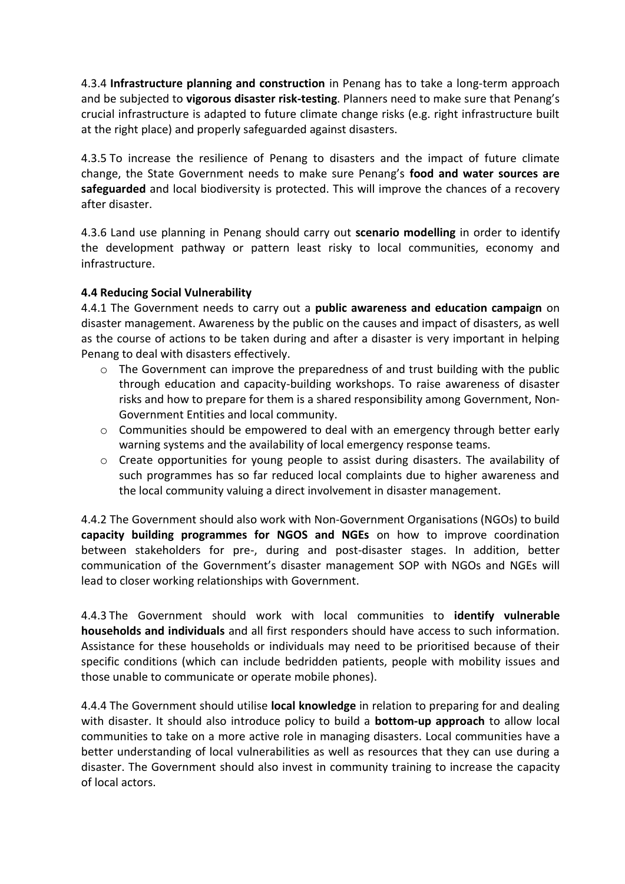4.3.4 **Infrastructure planning and construction** in Penang has to take a long-term approach and be subjected to **vigorous disaster risk-testing**. Planners need to make sure that Penang's crucial infrastructure is adapted to future climate change risks (e.g. right infrastructure built at the right place) and properly safeguarded against disasters.

4.3.5 To increase the resilience of Penang to disasters and the impact of future climate change, the State Government needs to make sure Penang's **food and water sources are safeguarded** and local biodiversity is protected. This will improve the chances of a recovery after disaster.

4.3.6 Land use planning in Penang should carry out **scenario modelling** in order to identify the development pathway or pattern least risky to local communities, economy and infrastructure.

**4.4 Reducing Social Vulnerability**

4.4.1 The Government needs to carry out a **public awareness and education campaign** on disaster management. Awareness by the public on the causes and impact of disasters, as well as the course of actions to be taken during and after a disaster is very important in helping Penang to deal with disasters effectively.

- The Government can improve the preparedness of and trust building with the public through education and capacity-building workshops. To raise awareness of disaster risks and how to prepare for them is a shared responsibility among Government, Non-Government Entities and local community.
- Communities should be empowered to deal with an emergency through better early warning systems and the availability of local emergency response teams.
- Create opportunities for young people to assist during disasters. The availability of such programmes has so far reduced local complaints due to higher awareness and the local community valuing a direct involvement in disaster management.

4.4.2 The Government should also work with Non-Government Organisations (NGOs) to build **capacity building programmes for NGOS and NGEs** on how to improve coordination between stakeholders for pre-, during and post-disaster stages. In addition, better communication of the Government's disaster management SOP with NGOs and NGEs will lead to closer working relationships with Government.

4.4.3 The Government should work with local communities to **identify vulnerable households and individuals** and all first responders should have access to such information. Assistance for these households or individuals may need to be prioritised because of their specific conditions (which can include bedridden patients, people with mobility issues and those unable to communicate or operate mobile phones).

4.4.4 The Government should utilise **local knowledge** in relation to preparing for and dealing with disaster. It should also introduce policy to build a **bottom-up approach** to allow local communities to take on a more active role in managing disasters. Local communities have a better understanding of local vulnerabilities as well as resources that they can use during a disaster. The Government should also invest in community training to increase the capacity of local actors.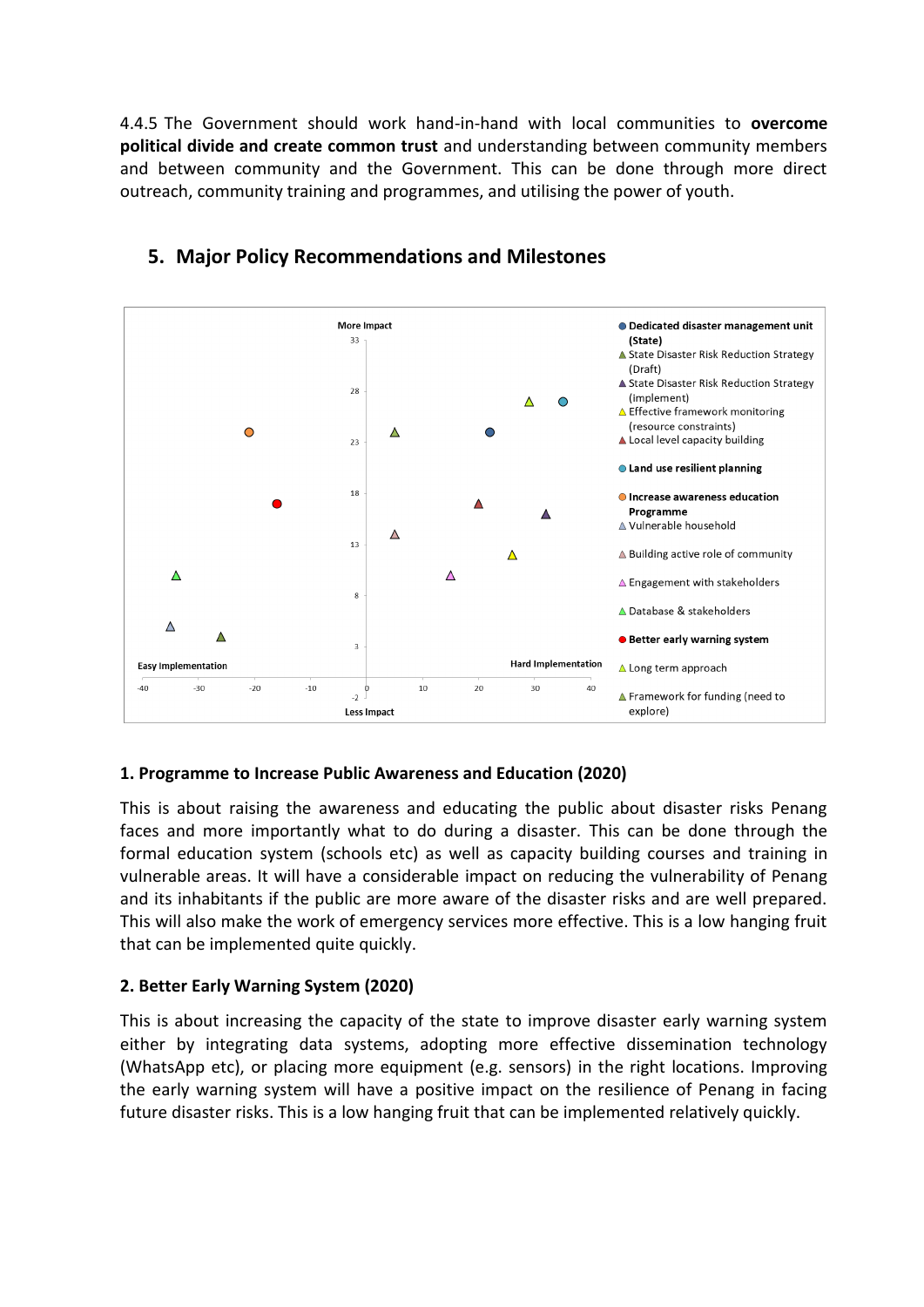4.4.5 The Government should work hand-in-hand with local communities to **overcome political divide and create common trust** and understanding between community members and between community and the Government. This can be done through more direct outreach, community training and programmes, and utilising the power of youth.

## 5. Major Policy Recommendations and Milestones

More Impact

Easy Implementation

Hard Implementation

Less Impact

- **Dedicated disaster management unit (State)**
- State Disaster Risk Reduction Strategy (Draft)
- State Disaster Risk Reduction Strategy (implement)
- Effective framework monitoring (resource constraints)
- Local level capacity building
- **Land use resilient planning**
- **Increase awareness education Programme**
- Vulnerable household
- Building active role of community
- Engagement with stakeholders
- Database & stakeholders
- **Better early warning system**
- Long term approach
- Framework for funding (need to explore)

### 1. Programme to Increase Public Awareness and Education (2020)

This is about raising the awareness and educating the public about disaster risks Penang faces and more importantly what to do during a disaster. This can be done through the formal education system (schools etc) as well as capacity building courses and training in vulnerable areas. It will have a considerable impact on reducing the vulnerability of Penang and its inhabitants if the public are more aware of the disaster risks and are well prepared. This will also make the work of emergency services more effective. This is a low hanging fruit that can be implemented quite quickly.

### 2. Better Early Warning System (2020)

This is about increasing the capacity of the state to improve disaster early warning system either by integrating data systems, adopting more effective dissemination technology (WhatsApp etc), or placing more equipment (e.g. sensors) in the right locations. Improving the early warning system will have a positive impact on the resilience of Penang in facing future disaster risks. This is a low hanging fruit that can be implemented relatively quickly.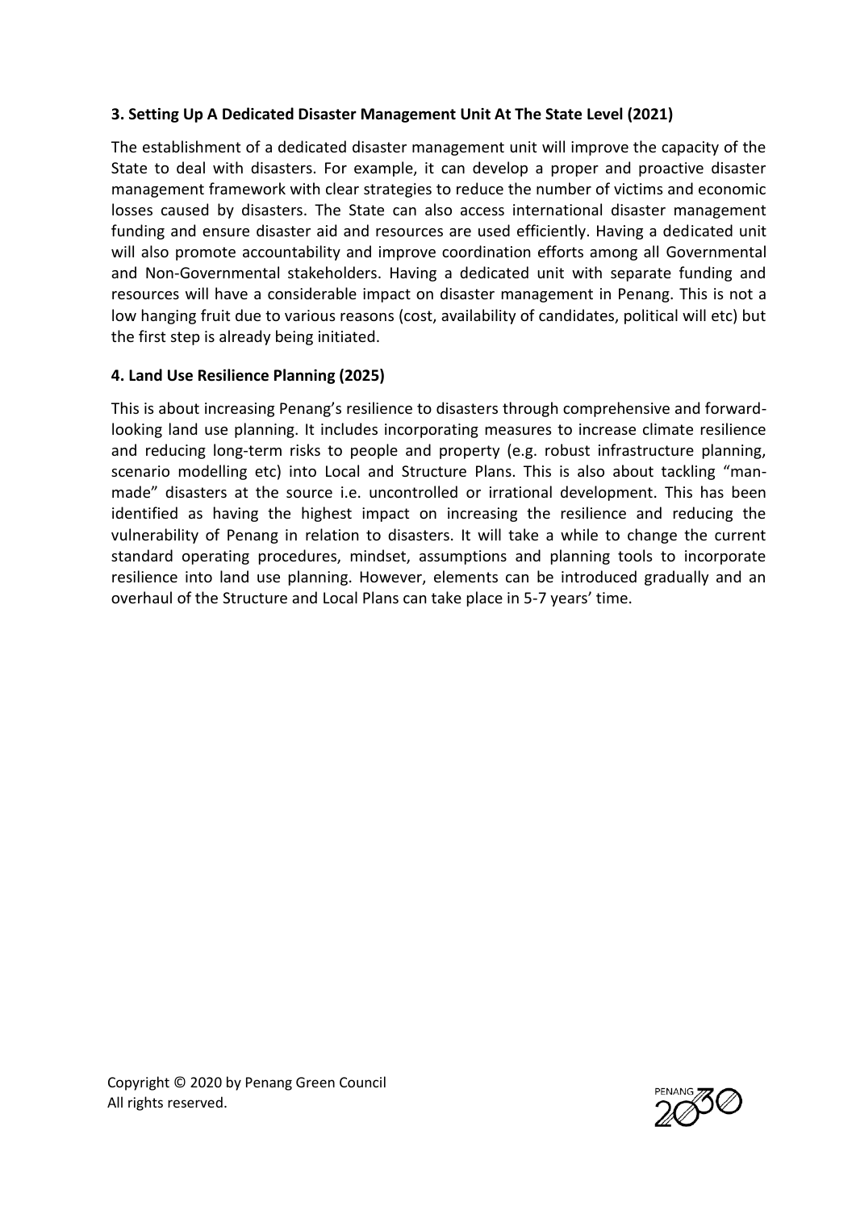**3. Setting Up A Dedicated Disaster Management Unit At The State Level (2021)**

The establishment of a dedicated disaster management unit will improve the capacity of the State to deal with disasters. For example, it can develop a proper and proactive disaster management framework with clear strategies to reduce the number of victims and economic losses caused by disasters. The State can also access international disaster management funding and ensure disaster aid and resources are used efficiently. Having a dedicated unit will also promote accountability and improve coordination efforts among all Governmental and Non-Governmental stakeholders. Having a dedicated unit with separate funding and resources will have a considerable impact on disaster management in Penang. This is not a low hanging fruit due to various reasons (cost, availability of candidates, political will etc) but the first step is already being initiated.

**4. Land Use Resilience Planning (2025)**

This is about increasing Penang's resilience to disasters through comprehensive and forward-looking land use planning. It includes incorporating measures to increase climate resilience and reducing long-term risks to people and property (e.g. robust infrastructure planning, scenario modelling etc) into Local and Structure Plans. This is also about tackling "man-made" disasters at the source i.e. uncontrolled or irrational development. This has been identified as having the highest impact on increasing the resilience and reducing the vulnerability of Penang in relation to disasters. It will take a while to change the current standard operating procedures, mindset, assumptions and planning tools to incorporate resilience into land use planning. However, elements can be introduced gradually and an overhaul of the Structure and Local Plans can take place in 5-7 years' time.

Copyright © 2020 by Penang Green Council
All rights reserved.